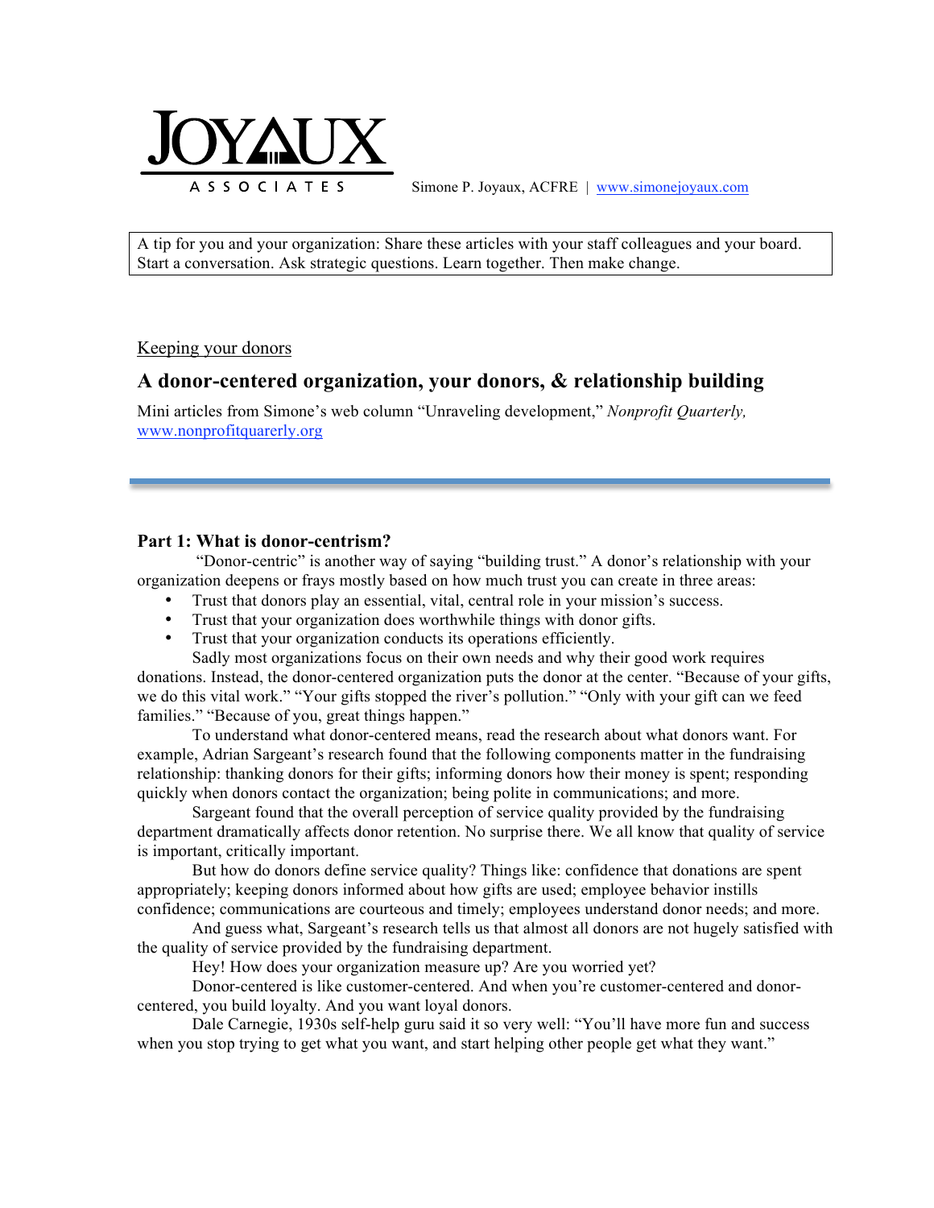JOYAUX ASSOCIATES

Simone P. Joyaux, ACFRE | www.simonejoyaux.com

A tip for you and your organization: Share these articles with your staff colleagues and your board. Start a conversation. Ask strategic questions. Learn together. Then make change.

Keeping your donors

## A donor-centered organization, your donors, & relationship building

Mini articles from Simone's web column "Unraveling development," *Nonprofit Quarterly,* www.nonprofitquarerly.org

---

### Part 1: What is donor-centrism?

"Donor-centric" is another way of saying "building trust." A donor's relationship with your organization deepens or frays mostly based on how much trust you can create in three areas:

- Trust that donors play an essential, vital, central role in your mission's success.
- Trust that your organization does worthwhile things with donor gifts.
- Trust that your organization conducts its operations efficiently.

Sadly most organizations focus on their own needs and why their good work requires donations. Instead, the donor-centered organization puts the donor at the center. "Because of your gifts, we do this vital work." "Your gifts stopped the river's pollution." "Only with your gift can we feed families." "Because of you, great things happen."

To understand what donor-centered means, read the research about what donors want. For example, Adrian Sargeant's research found that the following components matter in the fundraising relationship: thanking donors for their gifts; informing donors how their money is spent; responding quickly when donors contact the organization; being polite in communications; and more.

Sargeant found that the overall perception of service quality provided by the fundraising department dramatically affects donor retention. No surprise there. We all know that quality of service is important, critically important.

But how do donors define service quality? Things like: confidence that donations are spent appropriately; keeping donors informed about how gifts are used; employee behavior instills confidence; communications are courteous and timely; employees understand donor needs; and more.

And guess what, Sargeant's research tells us that almost all donors are not hugely satisfied with the quality of service provided by the fundraising department.

Hey! How does your organization measure up? Are you worried yet?

Donor-centered is like customer-centered. And when you're customer-centered and donor-centered, you build loyalty. And you want loyal donors.

Dale Carnegie, 1930s self-help guru said it so very well: "You'll have more fun and success when you stop trying to get what you want, and start helping other people get what they want."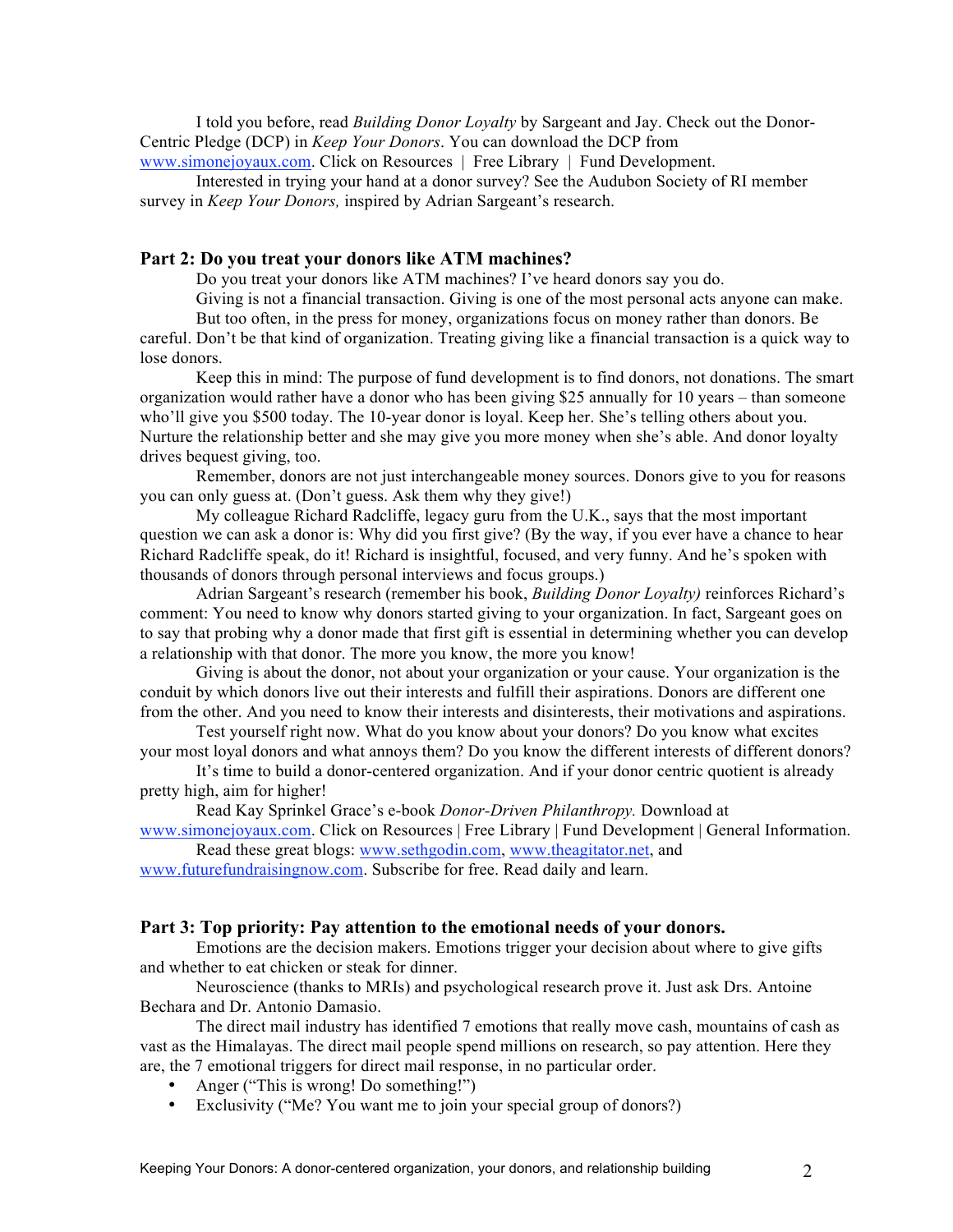I told you before, read *Building Donor Loyalty* by Sargeant and Jay. Check out the Donor-Centric Pledge (DCP) in *Keep Your Donors*. You can download the DCP from www.simonejoyaux.com. Click on Resources | Free Library | Fund Development.

Interested in trying your hand at a donor survey? See the Audubon Society of RI member survey in *Keep Your Donors,* inspired by Adrian Sargeant's research.

## Part 2: Do you treat your donors like ATM machines?

Do you treat your donors like ATM machines? I've heard donors say you do.

Giving is not a financial transaction. Giving is one of the most personal acts anyone can make.

But too often, in the press for money, organizations focus on money rather than donors. Be careful. Don't be that kind of organization. Treating giving like a financial transaction is a quick way to lose donors.

Keep this in mind: The purpose of fund development is to find donors, not donations. The smart organization would rather have a donor who has been giving $25 annually for 10 years – than someone who'll give you $500 today. The 10-year donor is loyal. Keep her. She's telling others about you. Nurture the relationship better and she may give you more money when she's able. And donor loyalty drives bequest giving, too.

Remember, donors are not just interchangeable money sources. Donors give to you for reasons you can only guess at. (Don't guess. Ask them why they give!)

My colleague Richard Radcliffe, legacy guru from the U.K., says that the most important question we can ask a donor is: Why did you first give? (By the way, if you ever have a chance to hear Richard Radcliffe speak, do it! Richard is insightful, focused, and very funny. And he's spoken with thousands of donors through personal interviews and focus groups.)

Adrian Sargeant's research (remember his book, *Building Donor Loyalty)* reinforces Richard's comment: You need to know why donors started giving to your organization. In fact, Sargeant goes on to say that probing why a donor made that first gift is essential in determining whether you can develop a relationship with that donor. The more you know, the more you know!

Giving is about the donor, not about your organization or your cause. Your organization is the conduit by which donors live out their interests and fulfill their aspirations. Donors are different one from the other. And you need to know their interests and disinterests, their motivations and aspirations.

Test yourself right now. What do you know about your donors? Do you know what excites your most loyal donors and what annoys them? Do you know the different interests of different donors?

It's time to build a donor-centered organization. And if your donor centric quotient is already pretty high, aim for higher!

Read Kay Sprinkel Grace's e-book *Donor-Driven Philanthropy.* Download at www.simonejoyaux.com. Click on Resources | Free Library | Fund Development | General Information.

Read these great blogs: www.sethgodin.com, www.theagitator.net, and www.futurefundraisingnow.com. Subscribe for free. Read daily and learn.

## Part 3: Top priority: Pay attention to the emotional needs of your donors.

Emotions are the decision makers. Emotions trigger your decision about where to give gifts and whether to eat chicken or steak for dinner.

Neuroscience (thanks to MRIs) and psychological research prove it. Just ask Drs. Antoine Bechara and Dr. Antonio Damasio.

The direct mail industry has identified 7 emotions that really move cash, mountains of cash as vast as the Himalayas. The direct mail people spend millions on research, so pay attention. Here they are, the 7 emotional triggers for direct mail response, in no particular order.

- Anger ("This is wrong! Do something!")
- Exclusivity ("Me? You want me to join your special group of donors?)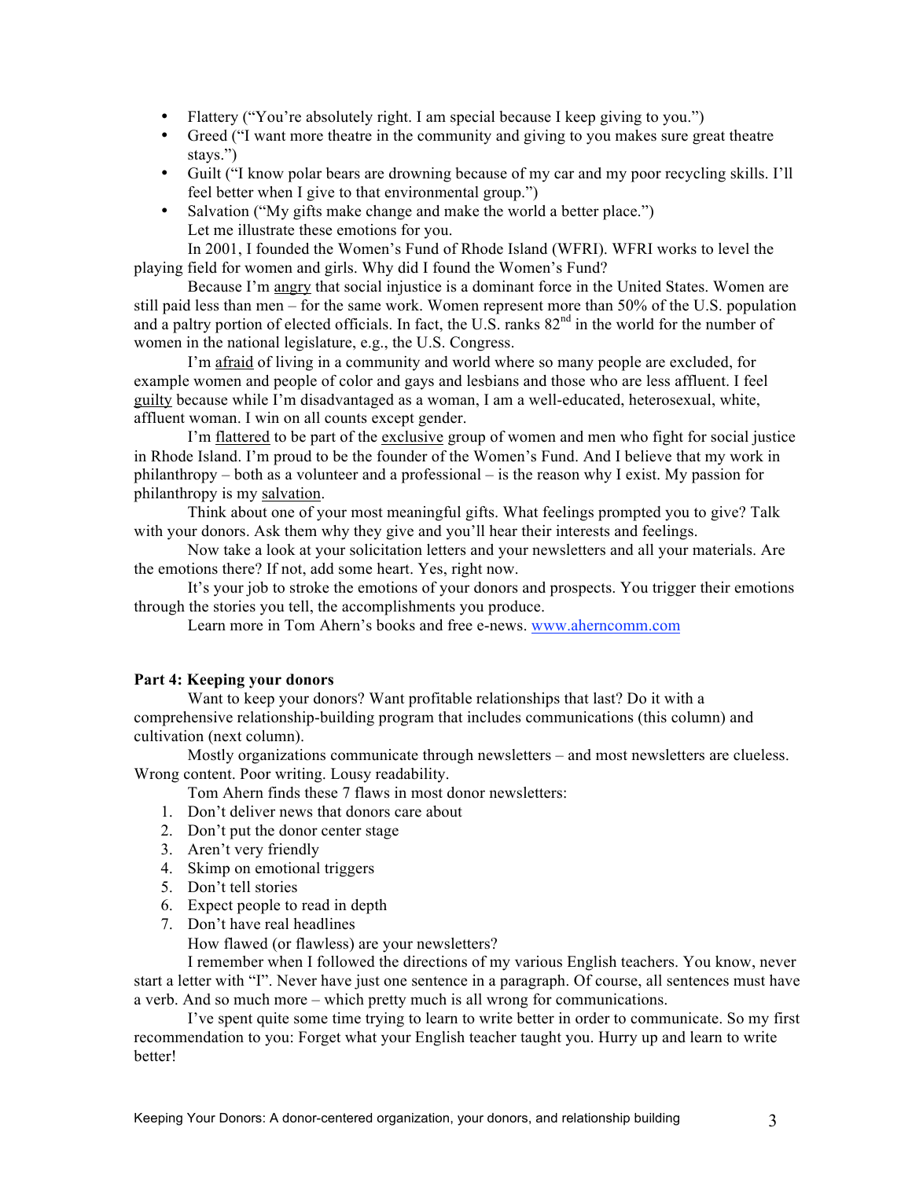- Flattery ("You're absolutely right. I am special because I keep giving to you.")
- Greed ("I want more theatre in the community and giving to you makes sure great theatre stays.")
- Guilt ("I know polar bears are drowning because of my car and my poor recycling skills. I'll feel better when I give to that environmental group.")
- Salvation ("My gifts make change and make the world a better place.")

Let me illustrate these emotions for you.

In 2001, I founded the Women's Fund of Rhode Island (WFRI). WFRI works to level the playing field for women and girls. Why did I found the Women's Fund?

Because I'm angry that social injustice is a dominant force in the United States. Women are still paid less than men – for the same work. Women represent more than 50% of the U.S. population and a paltry portion of elected officials. In fact, the U.S. ranks 82nd in the world for the number of women in the national legislature, e.g., the U.S. Congress.

I'm afraid of living in a community and world where so many people are excluded, for example women and people of color and gays and lesbians and those who are less affluent. I feel guilty because while I'm disadvantaged as a woman, I am a well-educated, heterosexual, white, affluent woman. I win on all counts except gender.

I'm flattered to be part of the exclusive group of women and men who fight for social justice in Rhode Island. I'm proud to be the founder of the Women's Fund. And I believe that my work in philanthropy – both as a volunteer and a professional – is the reason why I exist. My passion for philanthropy is my salvation.

Think about one of your most meaningful gifts. What feelings prompted you to give? Talk with your donors. Ask them why they give and you'll hear their interests and feelings.

Now take a look at your solicitation letters and your newsletters and all your materials. Are the emotions there? If not, add some heart. Yes, right now.

It's your job to stroke the emotions of your donors and prospects. You trigger their emotions through the stories you tell, the accomplishments you produce.

Learn more in Tom Ahern's books and free e-news. www.aherncomm.com

**Part 4: Keeping your donors**

Want to keep your donors? Want profitable relationships that last? Do it with a comprehensive relationship-building program that includes communications (this column) and cultivation (next column).

Mostly organizations communicate through newsletters – and most newsletters are clueless. Wrong content. Poor writing. Lousy readability.

Tom Ahern finds these 7 flaws in most donor newsletters:

1. Don't deliver news that donors care about
2. Don't put the donor center stage
3. Aren't very friendly
4. Skimp on emotional triggers
5. Don't tell stories
6. Expect people to read in depth
7. Don't have real headlines

How flawed (or flawless) are your newsletters?

I remember when I followed the directions of my various English teachers. You know, never start a letter with "I". Never have just one sentence in a paragraph. Of course, all sentences must have a verb. And so much more – which pretty much is all wrong for communications.

I've spent quite some time trying to learn to write better in order to communicate. So my first recommendation to you: Forget what your English teacher taught you. Hurry up and learn to write better!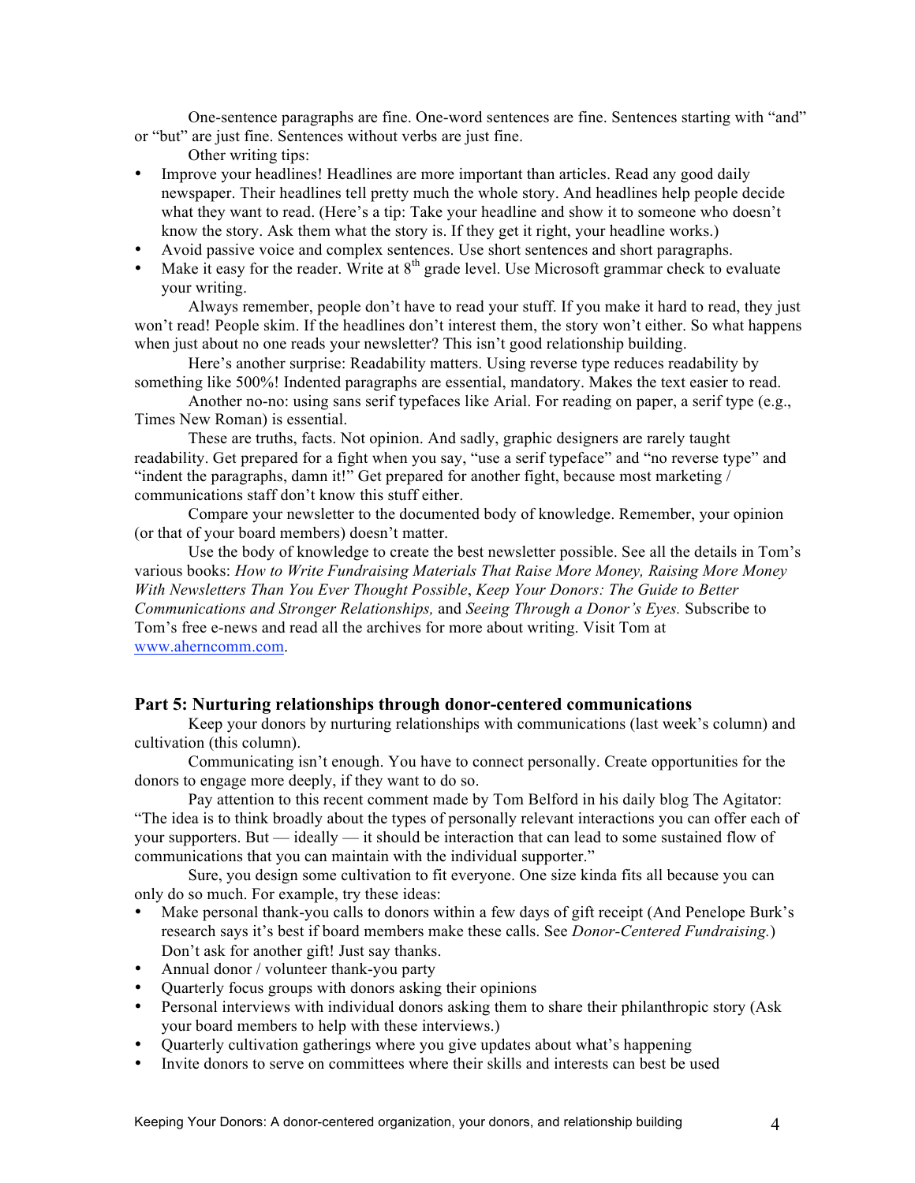One-sentence paragraphs are fine. One-word sentences are fine. Sentences starting with "and" or "but" are just fine. Sentences without verbs are just fine.

Other writing tips:

- Improve your headlines! Headlines are more important than articles. Read any good daily newspaper. Their headlines tell pretty much the whole story. And headlines help people decide what they want to read. (Here's a tip: Take your headline and show it to someone who doesn't know the story. Ask them what the story is. If they get it right, your headline works.)
- Avoid passive voice and complex sentences. Use short sentences and short paragraphs.
- Make it easy for the reader. Write at 8th grade level. Use Microsoft grammar check to evaluate your writing.

Always remember, people don't have to read your stuff. If you make it hard to read, they just won't read! People skim. If the headlines don't interest them, the story won't either. So what happens when just about no one reads your newsletter? This isn't good relationship building.

Here's another surprise: Readability matters. Using reverse type reduces readability by something like 500%! Indented paragraphs are essential, mandatory. Makes the text easier to read.

Another no-no: using sans serif typefaces like Arial. For reading on paper, a serif type (e.g., Times New Roman) is essential.

These are truths, facts. Not opinion. And sadly, graphic designers are rarely taught readability. Get prepared for a fight when you say, "use a serif typeface" and "no reverse type" and "indent the paragraphs, damn it!" Get prepared for another fight, because most marketing / communications staff don't know this stuff either.

Compare your newsletter to the documented body of knowledge. Remember, your opinion (or that of your board members) doesn't matter.

Use the body of knowledge to create the best newsletter possible. See all the details in Tom's various books: *How to Write Fundraising Materials That Raise More Money, Raising More Money With Newsletters Than You Ever Thought Possible*, *Keep Your Donors: The Guide to Better Communications and Stronger Relationships,* and *Seeing Through a Donor's Eyes.* Subscribe to Tom's free e-news and read all the archives for more about writing. Visit Tom at www.aherncomm.com.

## Part 5: Nurturing relationships through donor-centered communications

Keep your donors by nurturing relationships with communications (last week's column) and cultivation (this column).

Communicating isn't enough. You have to connect personally. Create opportunities for the donors to engage more deeply, if they want to do so.

Pay attention to this recent comment made by Tom Belford in his daily blog The Agitator: "The idea is to think broadly about the types of personally relevant interactions you can offer each of your supporters. But — ideally — it should be interaction that can lead to some sustained flow of communications that you can maintain with the individual supporter."

Sure, you design some cultivation to fit everyone. One size kinda fits all because you can only do so much. For example, try these ideas:

- Make personal thank-you calls to donors within a few days of gift receipt (And Penelope Burk's research says it's best if board members make these calls. See *Donor-Centered Fundraising.*) Don't ask for another gift! Just say thanks.
- Annual donor / volunteer thank-you party
- Quarterly focus groups with donors asking their opinions
- Personal interviews with individual donors asking them to share their philanthropic story (Ask your board members to help with these interviews.)
- Quarterly cultivation gatherings where you give updates about what's happening
- Invite donors to serve on committees where their skills and interests can best be used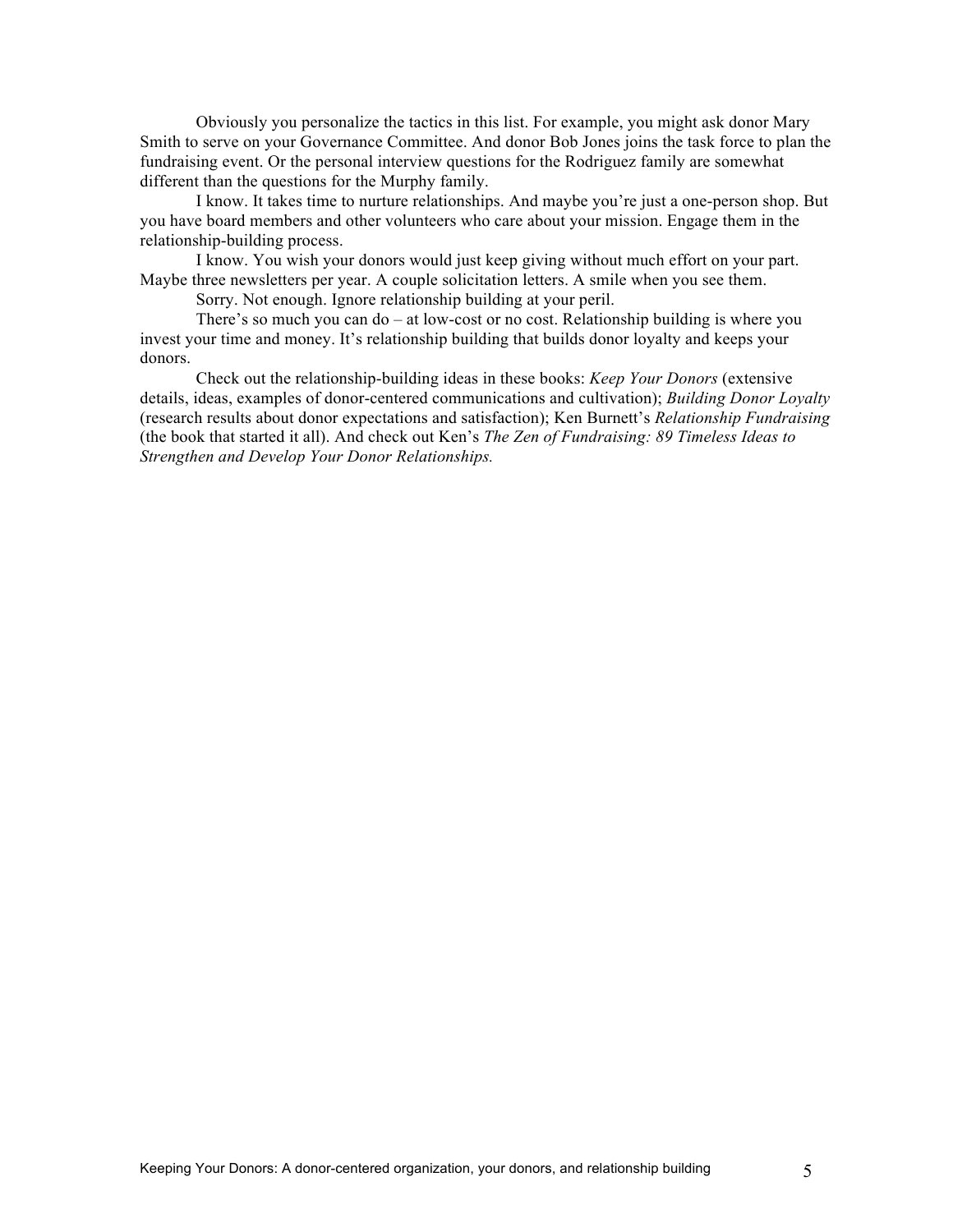Obviously you personalize the tactics in this list. For example, you might ask donor Mary Smith to serve on your Governance Committee. And donor Bob Jones joins the task force to plan the fundraising event. Or the personal interview questions for the Rodriguez family are somewhat different than the questions for the Murphy family.

I know. It takes time to nurture relationships. And maybe you're just a one-person shop. But you have board members and other volunteers who care about your mission. Engage them in the relationship-building process.

I know. You wish your donors would just keep giving without much effort on your part. Maybe three newsletters per year. A couple solicitation letters. A smile when you see them.

Sorry. Not enough. Ignore relationship building at your peril.

There's so much you can do – at low-cost or no cost. Relationship building is where you invest your time and money. It's relationship building that builds donor loyalty and keeps your donors.

Check out the relationship-building ideas in these books: *Keep Your Donors* (extensive details, ideas, examples of donor-centered communications and cultivation); *Building Donor Loyalty* (research results about donor expectations and satisfaction); Ken Burnett's *Relationship Fundraising* (the book that started it all). And check out Ken's *The Zen of Fundraising: 89 Timeless Ideas to Strengthen and Develop Your Donor Relationships.*